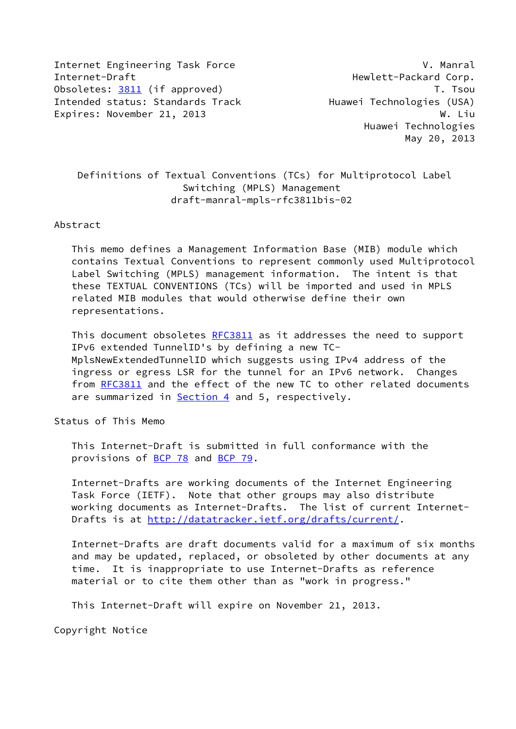Internet Engineering Task Force V. Manral
Internet-Draft Hewlett-Packard Corp.
Obsoletes: 3811 (if approved) T. Tsou
Intended status: Standards Track Huawei Technologies (USA)
Expires: November 21, 2013 W. Liu
Huawei Technologies
May 20, 2013

# Definitions of Textual Conventions (TCs) for Multiprotocol Label Switching (MPLS) Management
draft-manral-mpls-rfc3811bis-02

## Abstract

This memo defines a Management Information Base (MIB) module which contains Textual Conventions to represent commonly used Multiprotocol Label Switching (MPLS) management information. The intent is that these TEXTUAL CONVENTIONS (TCs) will be imported and used in MPLS related MIB modules that would otherwise define their own representations.

This document obsoletes RFC3811 as it addresses the need to support IPv6 extended TunnelID's by defining a new TC-MplsNewExtendedTunnelID which suggests using IPv4 address of the ingress or egress LSR for the tunnel for an IPv6 network. Changes from RFC3811 and the effect of the new TC to other related documents are summarized in Section 4 and 5, respectively.

## Status of This Memo

This Internet-Draft is submitted in full conformance with the provisions of BCP 78 and BCP 79.

Internet-Drafts are working documents of the Internet Engineering Task Force (IETF). Note that other groups may also distribute working documents as Internet-Drafts. The list of current Internet-Drafts is at http://datatracker.ietf.org/drafts/current/.

Internet-Drafts are draft documents valid for a maximum of six months and may be updated, replaced, or obsoleted by other documents at any time. It is inappropriate to use Internet-Drafts as reference material or to cite them other than as "work in progress."

This Internet-Draft will expire on November 21, 2013.

## Copyright Notice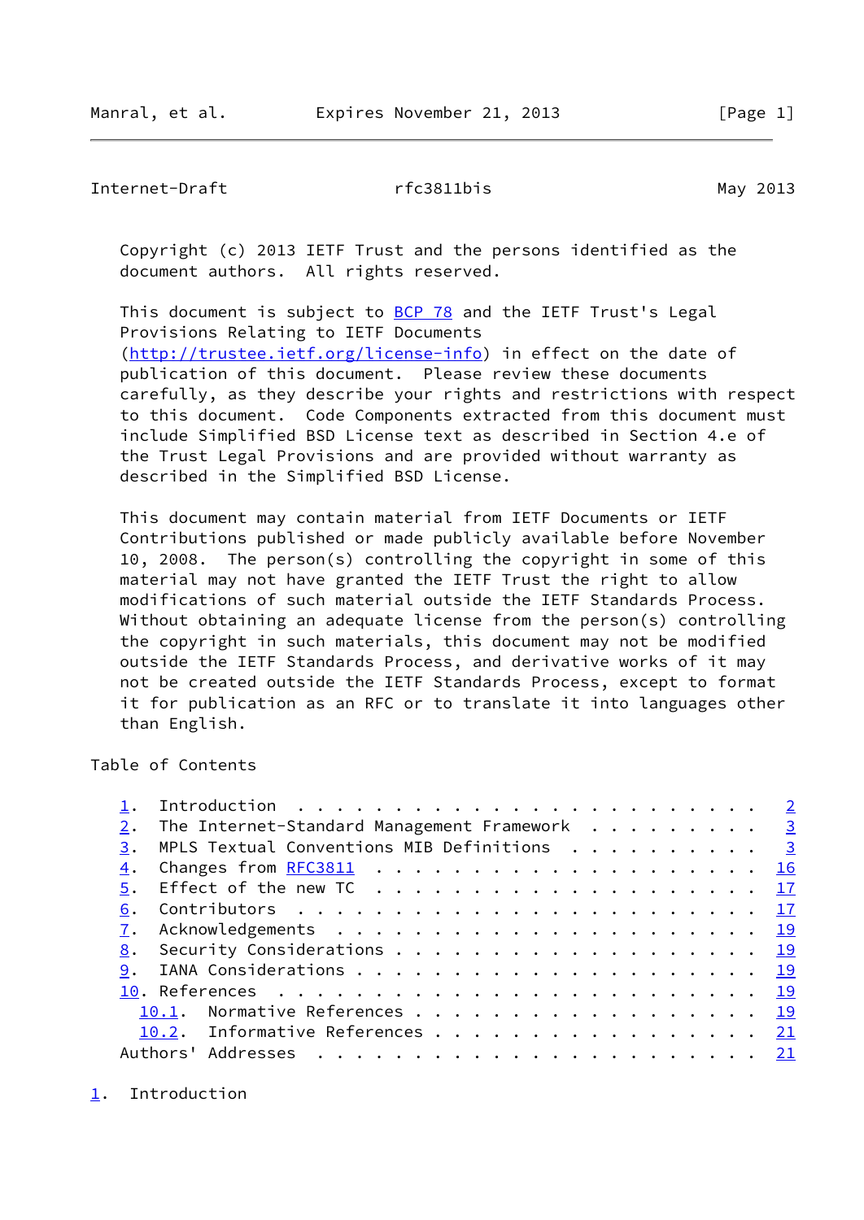Copyright (c) 2013 IETF Trust and the persons identified as the document authors. All rights reserved.

This document is subject to BCP 78 and the IETF Trust's Legal Provisions Relating to IETF Documents (http://trustee.ietf.org/license-info) in effect on the date of publication of this document. Please review these documents carefully, as they describe your rights and restrictions with respect to this document. Code Components extracted from this document must include Simplified BSD License text as described in Section 4.e of the Trust Legal Provisions and are provided without warranty as described in the Simplified BSD License.

This document may contain material from IETF Documents or IETF Contributions published or made publicly available before November 10, 2008. The person(s) controlling the copyright in some of this material may not have granted the IETF Trust the right to allow modifications of such material outside the IETF Standards Process. Without obtaining an adequate license from the person(s) controlling the copyright in such materials, this document may not be modified outside the IETF Standards Process, and derivative works of it may not be created outside the IETF Standards Process, except to format it for publication as an RFC or to translate it into languages other than English.

## Table of Contents

```
   1.  Introduction . . . . . . . . . . . . . . . . . . . . . . . .   2
   2.  The Internet-Standard Management Framework . . . . . . . . .   3
   3.  MPLS Textual Conventions MIB Definitions . . . . . . . . . .   3
   4.  Changes from RFC3811 . . . . . . . . . . . . . . . . . . . .  16
   5.  Effect of the new TC . . . . . . . . . . . . . . . . . . . .  17
   6.  Contributors . . . . . . . . . . . . . . . . . . . . . . . .  17
   7.  Acknowledgements . . . . . . . . . . . . . . . . . . . . . .  19
   8.  Security Considerations . . . . . . . . . . . . . . . . . . .  19
   9.  IANA Considerations . . . . . . . . . . . . . . . . . . . . .  19
   10. References . . . . . . . . . . . . . . . . . . . . . . . . .  19
     10.1.  Normative References . . . . . . . . . . . . . . . . . .  19
     10.2.  Informative References . . . . . . . . . . . . . . . . .  21
   Authors' Addresses . . . . . . . . . . . . . . . . . . . . . . .  21
```

## 1. Introduction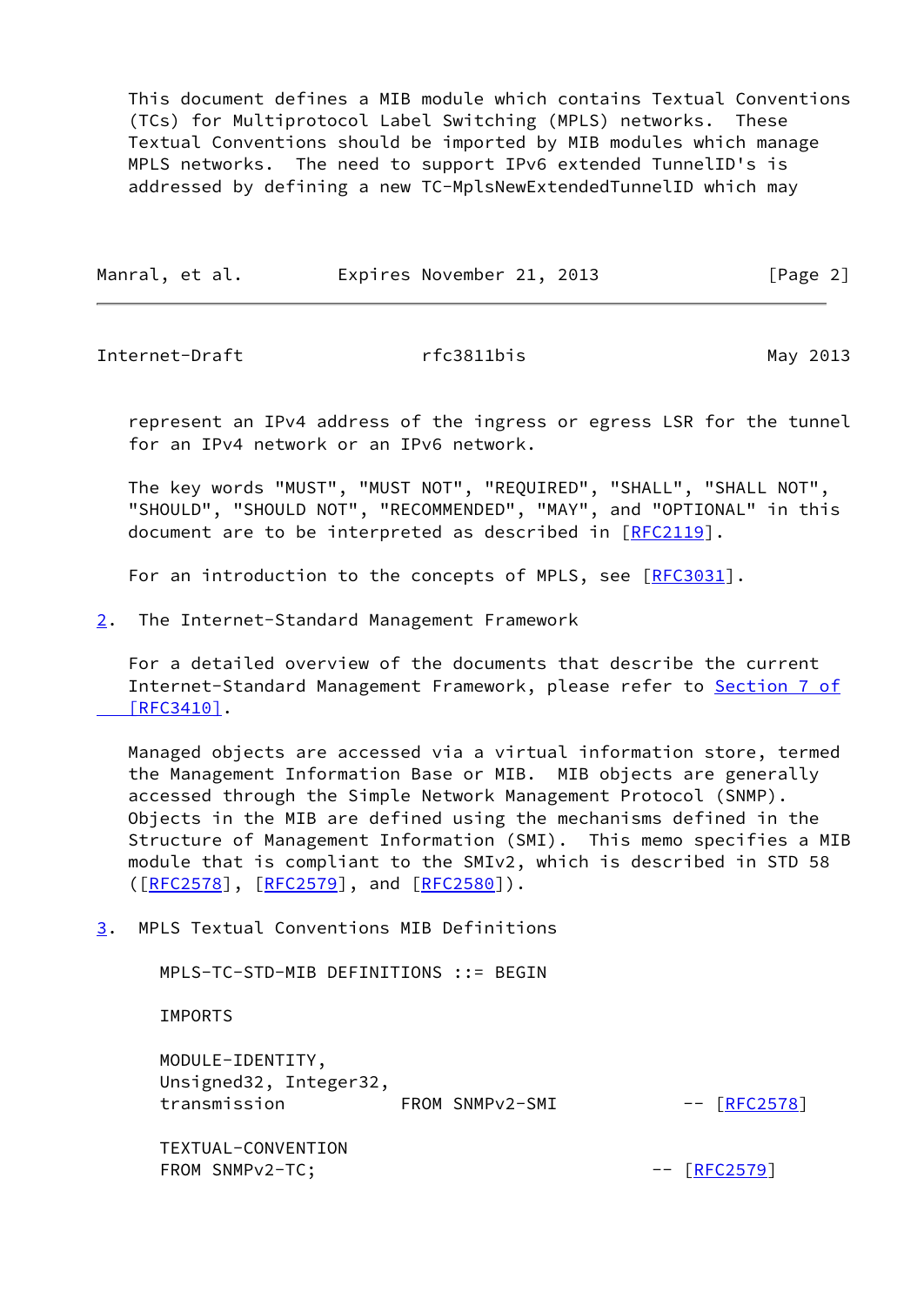This document defines a MIB module which contains Textual Conventions (TCs) for Multiprotocol Label Switching (MPLS) networks. These Textual Conventions should be imported by MIB modules which manage MPLS networks. The need to support IPv6 extended TunnelID's is addressed by defining a new TC-MplsNewExtendedTunnelID which may represent an IPv4 address of the ingress or egress LSR for the tunnel for an IPv4 network or an IPv6 network.

The key words "MUST", "MUST NOT", "REQUIRED", "SHALL", "SHALL NOT", "SHOULD", "SHOULD NOT", "RECOMMENDED", "MAY", and "OPTIONAL" in this document are to be interpreted as described in [RFC2119].

For an introduction to the concepts of MPLS, see [RFC3031].

## 2. The Internet-Standard Management Framework

For a detailed overview of the documents that describe the current Internet-Standard Management Framework, please refer to Section 7 of [RFC3410].

Managed objects are accessed via a virtual information store, termed the Management Information Base or MIB. MIB objects are generally accessed through the Simple Network Management Protocol (SNMP). Objects in the MIB are defined using the mechanisms defined in the Structure of Management Information (SMI). This memo specifies a MIB module that is compliant to the SMIv2, which is described in STD 58 ([RFC2578], [RFC2579], and [RFC2580]).

## 3. MPLS Textual Conventions MIB Definitions

```
MPLS-TC-STD-MIB DEFINITIONS ::= BEGIN

IMPORTS

MODULE-IDENTITY,
Unsigned32, Integer32,
transmission            FROM SNMPv2-SMI           -- [RFC2578]

TEXTUAL-CONVENTION
FROM SNMPv2-TC;                                  -- [RFC2579]
```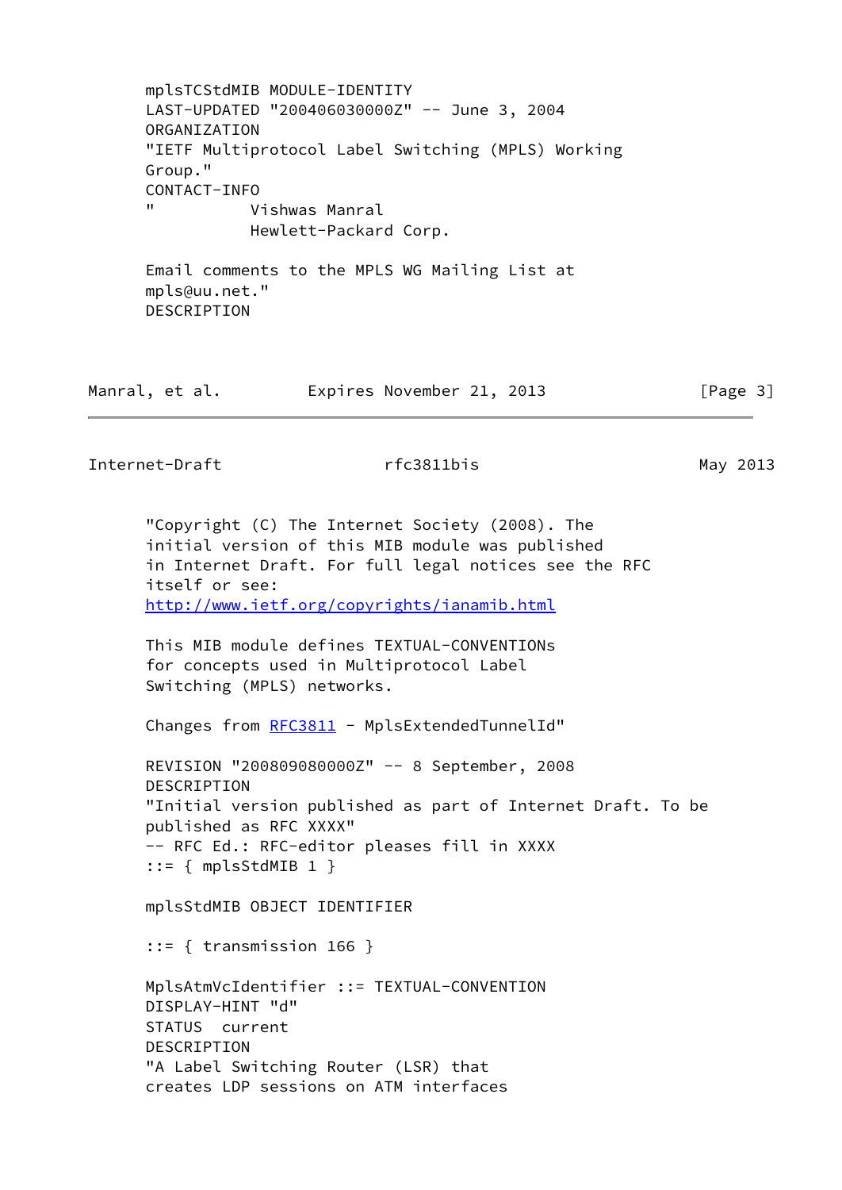```
mplsTCStdMIB MODULE-IDENTITY
LAST-UPDATED "200406030000Z" -- June 3, 2004
ORGANIZATION
"IETF Multiprotocol Label Switching (MPLS) Working
Group."
CONTACT-INFO
"          Vishwas Manral
           Hewlett-Packard Corp.

Email comments to the MPLS WG Mailing List at
mpls@uu.net."
DESCRIPTION
```

```
"Copyright (C) The Internet Society (2008). The
initial version of this MIB module was published
in Internet Draft. For full legal notices see the RFC
itself or see:
http://www.ietf.org/copyrights/ianamib.html

This MIB module defines TEXTUAL-CONVENTIONs
for concepts used in Multiprotocol Label
Switching (MPLS) networks.

Changes from RFC3811 - MplsExtendedTunnelId"

REVISION "200809080000Z" -- 8 September, 2008
DESCRIPTION
"Initial version published as part of Internet Draft. To be
published as RFC XXXX"
-- RFC Ed.: RFC-editor pleases fill in XXXX
::= { mplsStdMIB 1 }

mplsStdMIB OBJECT IDENTIFIER

::= { transmission 166 }

MplsAtmVcIdentifier ::= TEXTUAL-CONVENTION
DISPLAY-HINT "d"
STATUS  current
DESCRIPTION
"A Label Switching Router (LSR) that
creates LDP sessions on ATM interfaces
```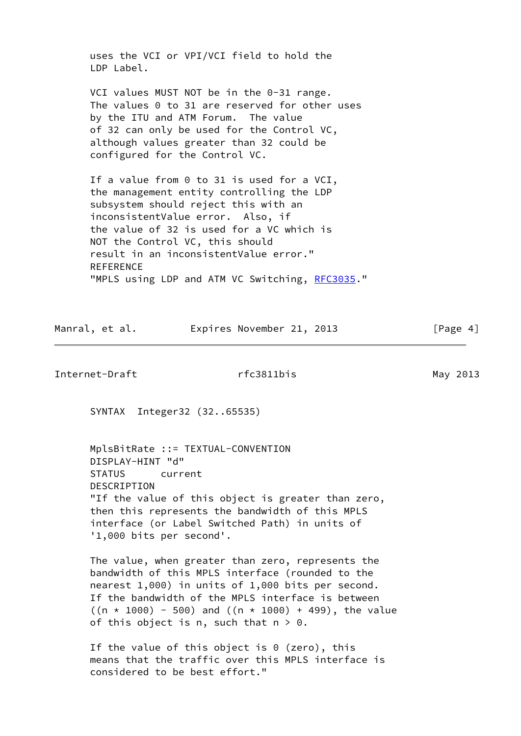```
      uses the VCI or VPI/VCI field to hold the
      LDP Label.

      VCI values MUST NOT be in the 0-31 range.
      The values 0 to 31 are reserved for other uses
      by the ITU and ATM Forum.  The value
      of 32 can only be used for the Control VC,
      although values greater than 32 could be
      configured for the Control VC.

      If a value from 0 to 31 is used for a VCI,
      the management entity controlling the LDP
      subsystem should reject this with an
      inconsistentValue error.  Also, if
      the value of 32 is used for a VC which is
      NOT the Control VC, this should
      result in an inconsistentValue error."
      REFERENCE
      "MPLS using LDP and ATM VC Switching, RFC3035."
```

```
      SYNTAX  Integer32 (32..65535)


      MplsBitRate ::= TEXTUAL-CONVENTION
      DISPLAY-HINT "d"
      STATUS      current
      DESCRIPTION
      "If the value of this object is greater than zero,
      then this represents the bandwidth of this MPLS
      interface (or Label Switched Path) in units of
      '1,000 bits per second'.

      The value, when greater than zero, represents the
      bandwidth of this MPLS interface (rounded to the
      nearest 1,000) in units of 1,000 bits per second.
      If the bandwidth of the MPLS interface is between
      ((n * 1000) - 500) and ((n * 1000) + 499), the value
      of this object is n, such that n > 0.

      If the value of this object is 0 (zero), this
      means that the traffic over this MPLS interface is
      considered to be best effort."
```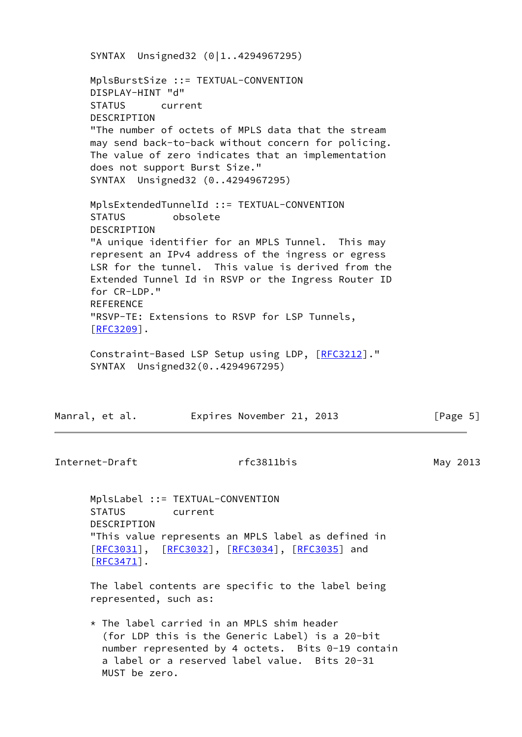```
      SYNTAX  Unsigned32 (0|1..4294967295)

      MplsBurstSize ::= TEXTUAL-CONVENTION
      DISPLAY-HINT "d"
      STATUS      current
      DESCRIPTION
      "The number of octets of MPLS data that the stream
      may send back-to-back without concern for policing.
      The value of zero indicates that an implementation
      does not support Burst Size."
      SYNTAX  Unsigned32 (0..4294967295)

      MplsExtendedTunnelId ::= TEXTUAL-CONVENTION
      STATUS        obsolete
      DESCRIPTION
      "A unique identifier for an MPLS Tunnel.  This may
      represent an IPv4 address of the ingress or egress
      LSR for the tunnel.  This value is derived from the
      Extended Tunnel Id in RSVP or the Ingress Router ID
      for CR-LDP."
      REFERENCE
      "RSVP-TE: Extensions to RSVP for LSP Tunnels,
      [RFC3209].

      Constraint-Based LSP Setup using LDP, [RFC3212]."
      SYNTAX  Unsigned32(0..4294967295)

      MplsLabel ::= TEXTUAL-CONVENTION
      STATUS        current
      DESCRIPTION
      "This value represents an MPLS label as defined in
      [RFC3031],  [RFC3032], [RFC3034], [RFC3035] and
      [RFC3471].

      The label contents are specific to the label being
      represented, such as:

      * The label carried in an MPLS shim header
        (for LDP this is the Generic Label) is a 20-bit
        number represented by 4 octets.  Bits 0-19 contain
        a label or a reserved label value.  Bits 20-31
        MUST be zero.
```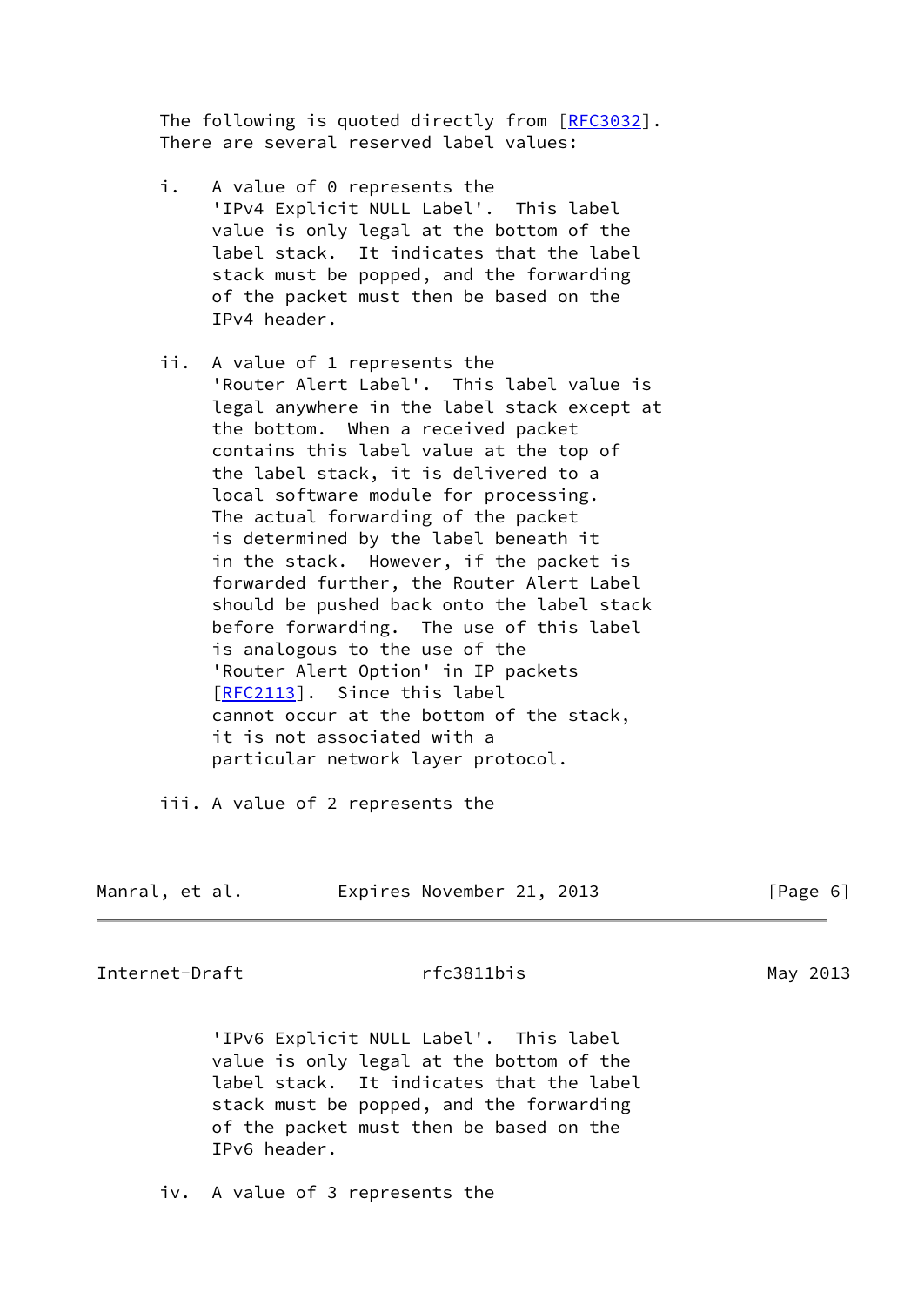The following is quoted directly from [RFC3032]. There are several reserved label values:

i. A value of 0 represents the 'IPv4 Explicit NULL Label'. This label value is only legal at the bottom of the label stack. It indicates that the label stack must be popped, and the forwarding of the packet must then be based on the IPv4 header.

ii. A value of 1 represents the 'Router Alert Label'. This label value is legal anywhere in the label stack except at the bottom. When a received packet contains this label value at the top of the label stack, it is delivered to a local software module for processing. The actual forwarding of the packet is determined by the label beneath it in the stack. However, if the packet is forwarded further, the Router Alert Label should be pushed back onto the label stack before forwarding. The use of this label is analogous to the use of the 'Router Alert Option' in IP packets [RFC2113]. Since this label cannot occur at the bottom of the stack, it is not associated with a particular network layer protocol.

iii. A value of 2 represents the 'IPv6 Explicit NULL Label'. This label value is only legal at the bottom of the label stack. It indicates that the label stack must be popped, and the forwarding of the packet must then be based on the IPv6 header.

iv. A value of 3 represents the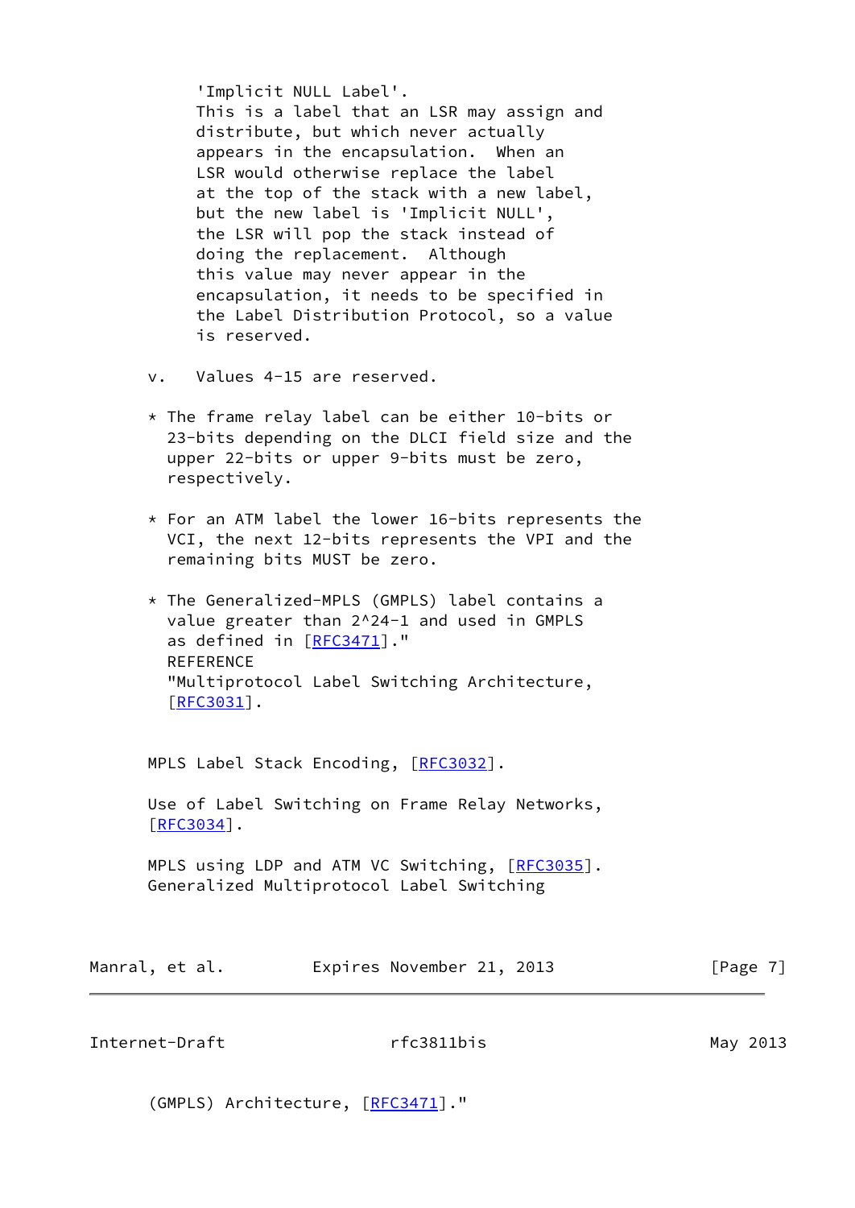'Implicit NULL Label'.
This is a label that an LSR may assign and distribute, but which never actually appears in the encapsulation. When an LSR would otherwise replace the label at the top of the stack with a new label, but the new label is 'Implicit NULL', the LSR will pop the stack instead of doing the replacement. Although this value may never appear in the encapsulation, it needs to be specified in the Label Distribution Protocol, so a value is reserved.

v. Values 4-15 are reserved.

* The frame relay label can be either 10-bits or 23-bits depending on the DLCI field size and the upper 22-bits or upper 9-bits must be zero, respectively.

* For an ATM label the lower 16-bits represents the VCI, the next 12-bits represents the VPI and the remaining bits MUST be zero.

* The Generalized-MPLS (GMPLS) label contains a value greater than $2^{24}-1$ and used in GMPLS as defined in [RFC3471]."
REFERENCE
"Multiprotocol Label Switching Architecture, [RFC3031].

MPLS Label Stack Encoding, [RFC3032].

Use of Label Switching on Frame Relay Networks, [RFC3034].

MPLS using LDP and ATM VC Switching, [RFC3035].
Generalized Multiprotocol Label Switching (GMPLS) Architecture, [RFC3471]."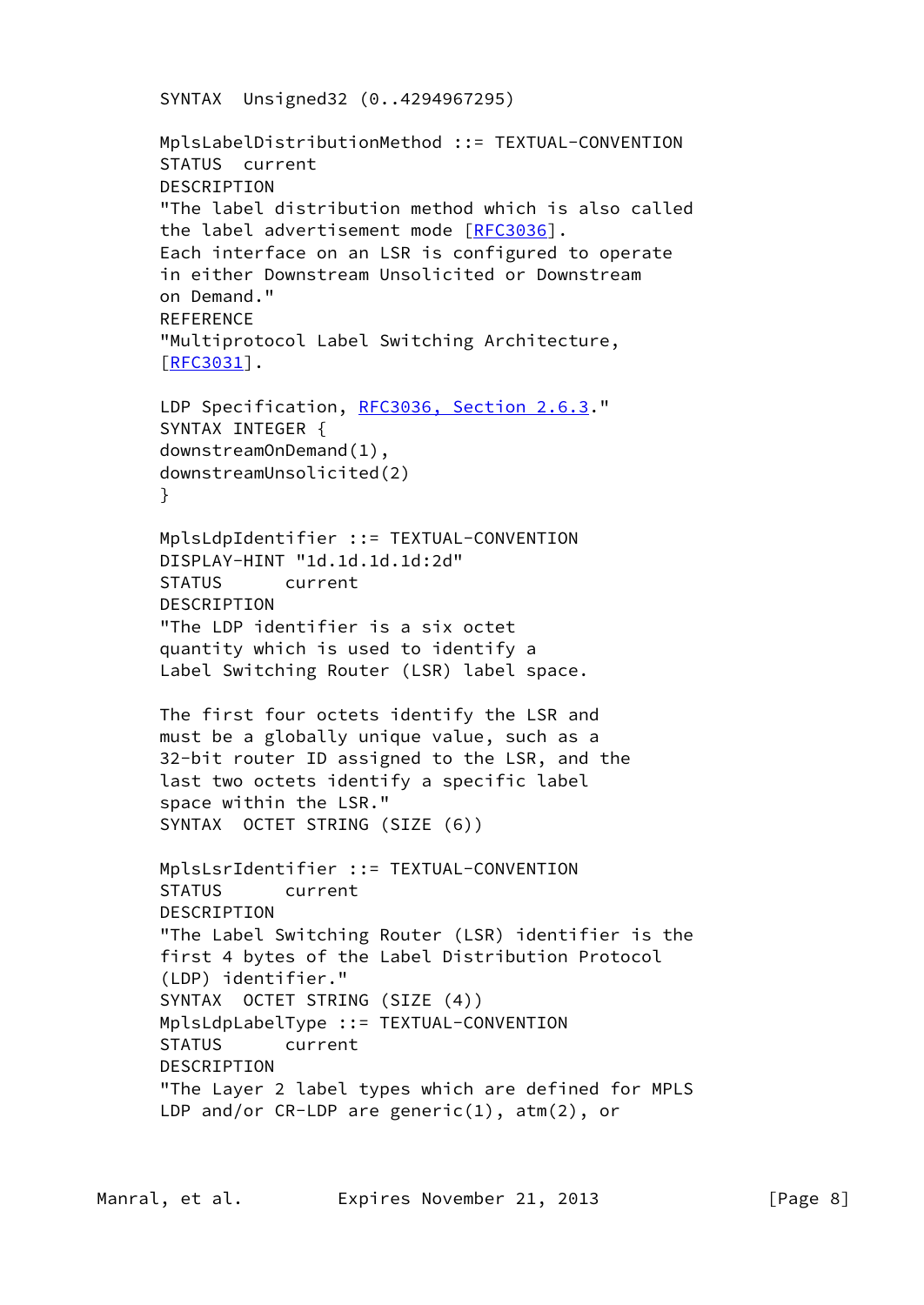```
SYNTAX  Unsigned32 (0..4294967295)

MplsLabelDistributionMethod ::= TEXTUAL-CONVENTION
STATUS  current
DESCRIPTION
"The label distribution method which is also called
the label advertisement mode [RFC3036].
Each interface on an LSR is configured to operate
in either Downstream Unsolicited or Downstream
on Demand."
REFERENCE
"Multiprotocol Label Switching Architecture,
[RFC3031].

LDP Specification, RFC3036, Section 2.6.3."
SYNTAX INTEGER {
downstreamOnDemand(1),
downstreamUnsolicited(2)
}

MplsLdpIdentifier ::= TEXTUAL-CONVENTION
DISPLAY-HINT "1d.1d.1d.1d:2d"
STATUS      current
DESCRIPTION
"The LDP identifier is a six octet
quantity which is used to identify a
Label Switching Router (LSR) label space.

The first four octets identify the LSR and
must be a globally unique value, such as a
32-bit router ID assigned to the LSR, and the
last two octets identify a specific label
space within the LSR."
SYNTAX  OCTET STRING (SIZE (6))

MplsLsrIdentifier ::= TEXTUAL-CONVENTION
STATUS      current
DESCRIPTION
"The Label Switching Router (LSR) identifier is the
first 4 bytes of the Label Distribution Protocol
(LDP) identifier."
SYNTAX  OCTET STRING (SIZE (4))
MplsLdpLabelType ::= TEXTUAL-CONVENTION
STATUS      current
DESCRIPTION
"The Layer 2 label types which are defined for MPLS
LDP and/or CR-LDP are generic(1), atm(2), or
```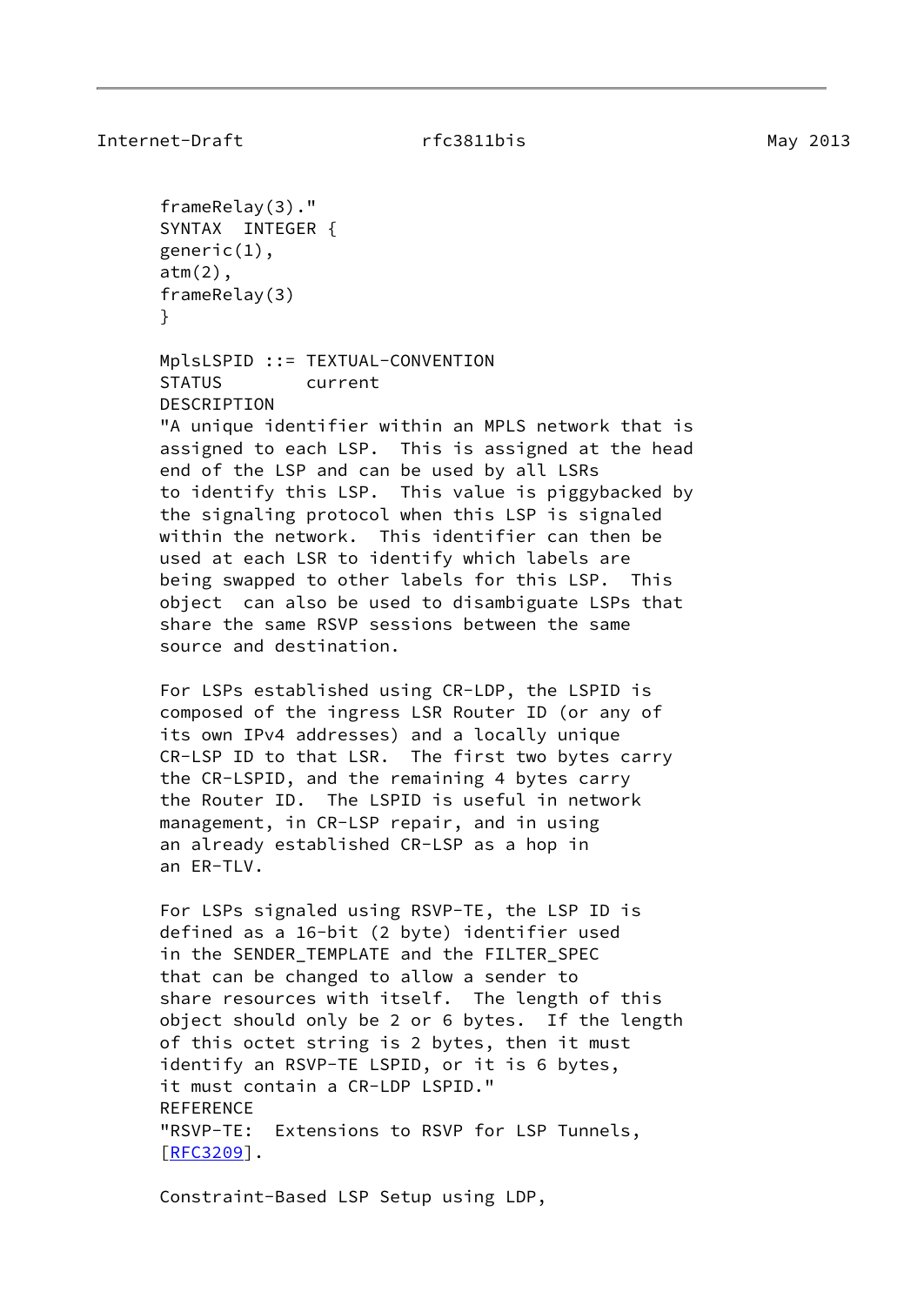```
frameRelay(3)."
SYNTAX  INTEGER {
generic(1),
atm(2),
frameRelay(3)
}

MplsLSPID ::= TEXTUAL-CONVENTION
STATUS        current
DESCRIPTION
"A unique identifier within an MPLS network that is
assigned to each LSP.  This is assigned at the head
end of the LSP and can be used by all LSRs
to identify this LSP.  This value is piggybacked by
the signaling protocol when this LSP is signaled
within the network.  This identifier can then be
used at each LSR to identify which labels are
being swapped to other labels for this LSP.  This
object  can also be used to disambiguate LSPs that
share the same RSVP sessions between the same
source and destination.

For LSPs established using CR-LDP, the LSPID is
composed of the ingress LSR Router ID (or any of
its own IPv4 addresses) and a locally unique
CR-LSP ID to that LSR.  The first two bytes carry
the CR-LSPID, and the remaining 4 bytes carry
the Router ID.  The LSPID is useful in network
management, in CR-LSP repair, and in using
an already established CR-LSP as a hop in
an ER-TLV.

For LSPs signaled using RSVP-TE, the LSP ID is
defined as a 16-bit (2 byte) identifier used
in the SENDER_TEMPLATE and the FILTER_SPEC
that can be changed to allow a sender to
share resources with itself.  The length of this
object should only be 2 or 6 bytes.  If the length
of this octet string is 2 bytes, then it must
identify an RSVP-TE LSPID, or it is 6 bytes,
it must contain a CR-LDP LSPID."
REFERENCE
"RSVP-TE:  Extensions to RSVP for LSP Tunnels,
[RFC3209].

Constraint-Based LSP Setup using LDP,
```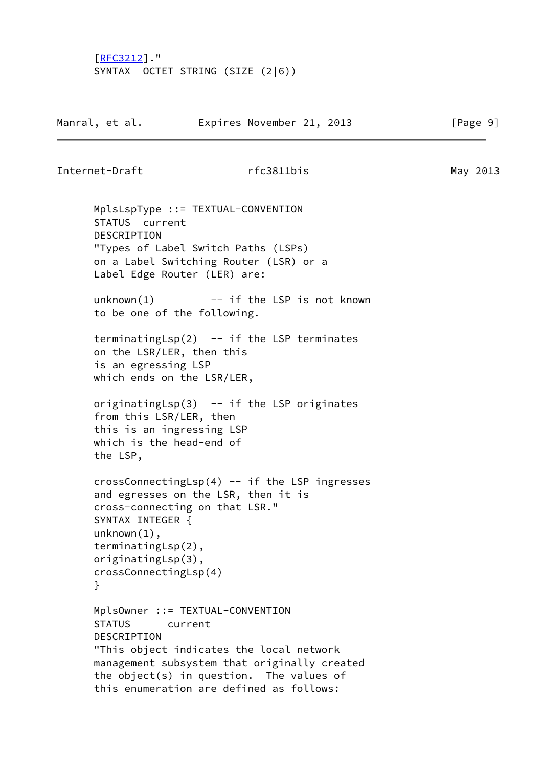```
      [RFC3212]."
      SYNTAX  OCTET STRING (SIZE (2|6))
```

```
      MplsLspType ::= TEXTUAL-CONVENTION
      STATUS  current
      DESCRIPTION
      "Types of Label Switch Paths (LSPs)
      on a Label Switching Router (LSR) or a
      Label Edge Router (LER) are:

      unknown(1)         -- if the LSP is not known
      to be one of the following.

      terminatingLsp(2)  -- if the LSP terminates
      on the LSR/LER, then this
      is an egressing LSP
      which ends on the LSR/LER,

      originatingLsp(3)  -- if the LSP originates
      from this LSR/LER, then
      this is an ingressing LSP
      which is the head-end of
      the LSP,

      crossConnectingLsp(4) -- if the LSP ingresses
      and egresses on the LSR, then it is
      cross-connecting on that LSR."
      SYNTAX INTEGER {
      unknown(1),
      terminatingLsp(2),
      originatingLsp(3),
      crossConnectingLsp(4)
      }

      MplsOwner ::= TEXTUAL-CONVENTION
      STATUS      current
      DESCRIPTION
      "This object indicates the local network
      management subsystem that originally created
      the object(s) in question.  The values of
      this enumeration are defined as follows:
```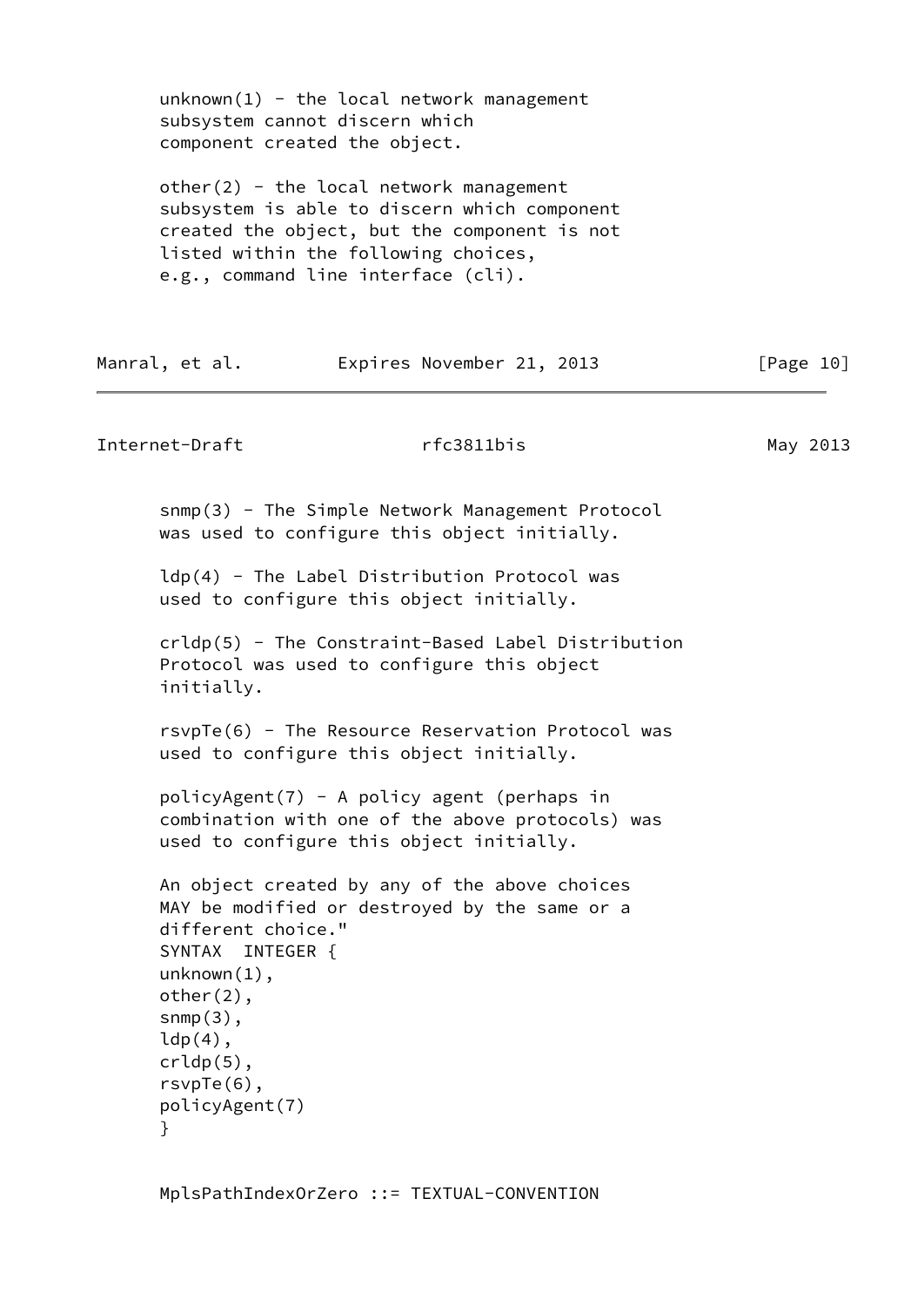```
      unknown(1) - the local network management
      subsystem cannot discern which
      component created the object.

      other(2) - the local network management
      subsystem is able to discern which component
      created the object, but the component is not
      listed within the following choices,
      e.g., command line interface (cli).

      snmp(3) - The Simple Network Management Protocol
      was used to configure this object initially.

      ldp(4) - The Label Distribution Protocol was
      used to configure this object initially.

      crldp(5) - The Constraint-Based Label Distribution
      Protocol was used to configure this object
      initially.

      rsvpTe(6) - The Resource Reservation Protocol was
      used to configure this object initially.

      policyAgent(7) - A policy agent (perhaps in
      combination with one of the above protocols) was
      used to configure this object initially.

      An object created by any of the above choices
      MAY be modified or destroyed by the same or a
      different choice."
      SYNTAX  INTEGER {
      unknown(1),
      other(2),
      snmp(3),
      ldp(4),
      crldp(5),
      rsvpTe(6),
      policyAgent(7)
      }


      MplsPathIndexOrZero ::= TEXTUAL-CONVENTION
```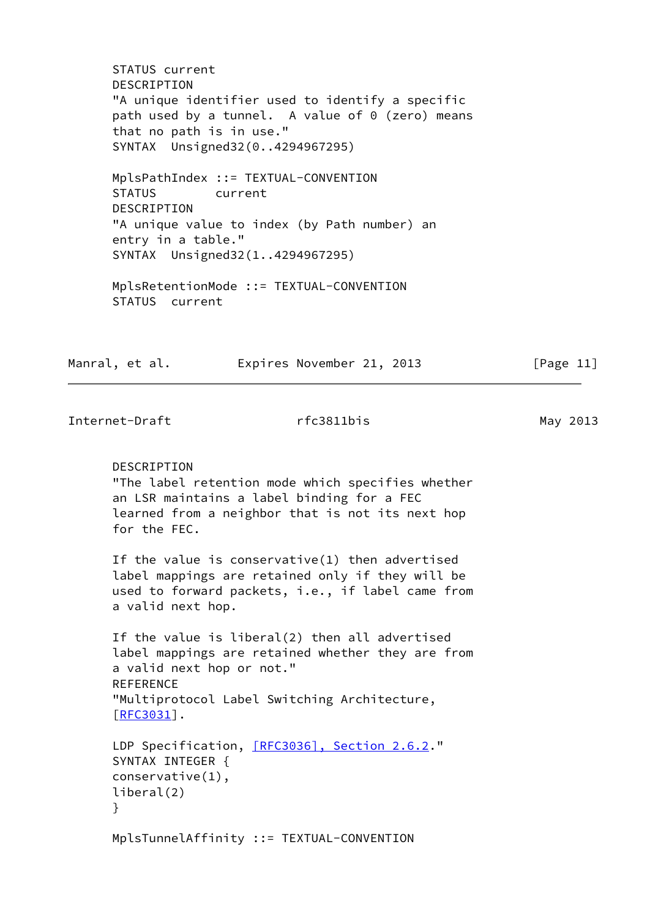```
   STATUS current
   DESCRIPTION
   "A unique identifier used to identify a specific
   path used by a tunnel.  A value of 0 (zero) means
   that no path is in use."
   SYNTAX  Unsigned32(0..4294967295)

   MplsPathIndex ::= TEXTUAL-CONVENTION
   STATUS        current
   DESCRIPTION
   "A unique value to index (by Path number) an
   entry in a table."
   SYNTAX  Unsigned32(1..4294967295)

   MplsRetentionMode ::= TEXTUAL-CONVENTION
   STATUS  current
   DESCRIPTION
   "The label retention mode which specifies whether
   an LSR maintains a label binding for a FEC
   learned from a neighbor that is not its next hop
   for the FEC.

   If the value is conservative(1) then advertised
   label mappings are retained only if they will be
   used to forward packets, i.e., if label came from
   a valid next hop.

   If the value is liberal(2) then all advertised
   label mappings are retained whether they are from
   a valid next hop or not."
   REFERENCE
   "Multiprotocol Label Switching Architecture,
   [RFC3031].

   LDP Specification, [RFC3036], Section 2.6.2."
   SYNTAX INTEGER {
   conservative(1),
   liberal(2)
   }

   MplsTunnelAffinity ::= TEXTUAL-CONVENTION
```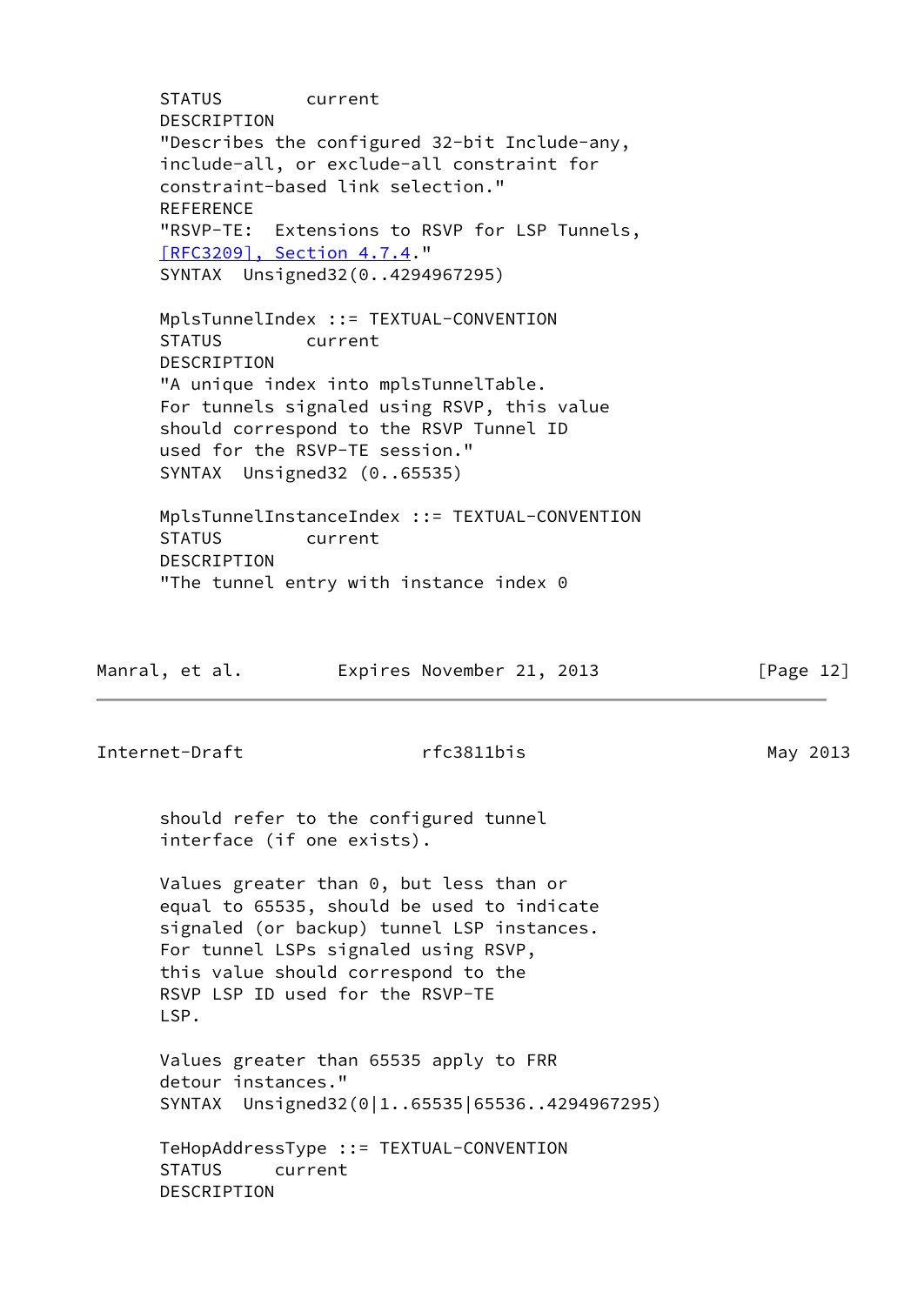```
      STATUS        current
      DESCRIPTION
      "Describes the configured 32-bit Include-any,
      include-all, or exclude-all constraint for
      constraint-based link selection."
      REFERENCE
      "RSVP-TE:  Extensions to RSVP for LSP Tunnels,
      [RFC3209], Section 4.7.4."
      SYNTAX  Unsigned32(0..4294967295)

      MplsTunnelIndex ::= TEXTUAL-CONVENTION
      STATUS        current
      DESCRIPTION
      "A unique index into mplsTunnelTable.
      For tunnels signaled using RSVP, this value
      should correspond to the RSVP Tunnel ID
      used for the RSVP-TE session."
      SYNTAX  Unsigned32 (0..65535)

      MplsTunnelInstanceIndex ::= TEXTUAL-CONVENTION
      STATUS        current
      DESCRIPTION
      "The tunnel entry with instance index 0
      should refer to the configured tunnel
      interface (if one exists).

      Values greater than 0, but less than or
      equal to 65535, should be used to indicate
      signaled (or backup) tunnel LSP instances.
      For tunnel LSPs signaled using RSVP,
      this value should correspond to the
      RSVP LSP ID used for the RSVP-TE
      LSP.

      Values greater than 65535 apply to FRR
      detour instances."
      SYNTAX  Unsigned32(0|1..65535|65536..4294967295)

      TeHopAddressType ::= TEXTUAL-CONVENTION
      STATUS     current
      DESCRIPTION
```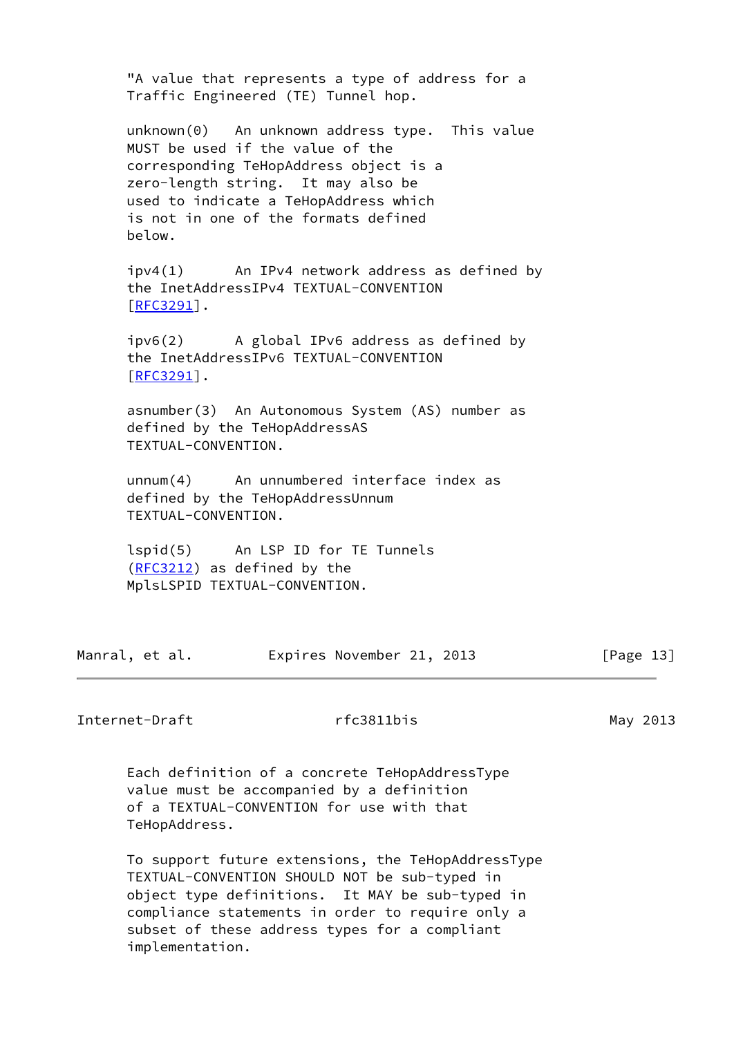"A value that represents a type of address for a
Traffic Engineered (TE) Tunnel hop.

unknown(0)   An unknown address type.  This value
MUST be used if the value of the
corresponding TeHopAddress object is a
zero-length string.  It may also be
used to indicate a TeHopAddress which
is not in one of the formats defined
below.

ipv4(1)      An IPv4 network address as defined by
the InetAddressIPv4 TEXTUAL-CONVENTION
[RFC3291].

ipv6(2)      A global IPv6 address as defined by
the InetAddressIPv6 TEXTUAL-CONVENTION
[RFC3291].

asnumber(3)  An Autonomous System (AS) number as
defined by the TeHopAddressAS
TEXTUAL-CONVENTION.

unnum(4)     An unnumbered interface index as
defined by the TeHopAddressUnnum
TEXTUAL-CONVENTION.

lspid(5)     An LSP ID for TE Tunnels
(RFC3212) as defined by the
MplsLSPID TEXTUAL-CONVENTION.

Each definition of a concrete TeHopAddressType
value must be accompanied by a definition
of a TEXTUAL-CONVENTION for use with that
TeHopAddress.

To support future extensions, the TeHopAddressType
TEXTUAL-CONVENTION SHOULD NOT be sub-typed in
object type definitions.  It MAY be sub-typed in
compliance statements in order to require only a
subset of these address types for a compliant
implementation.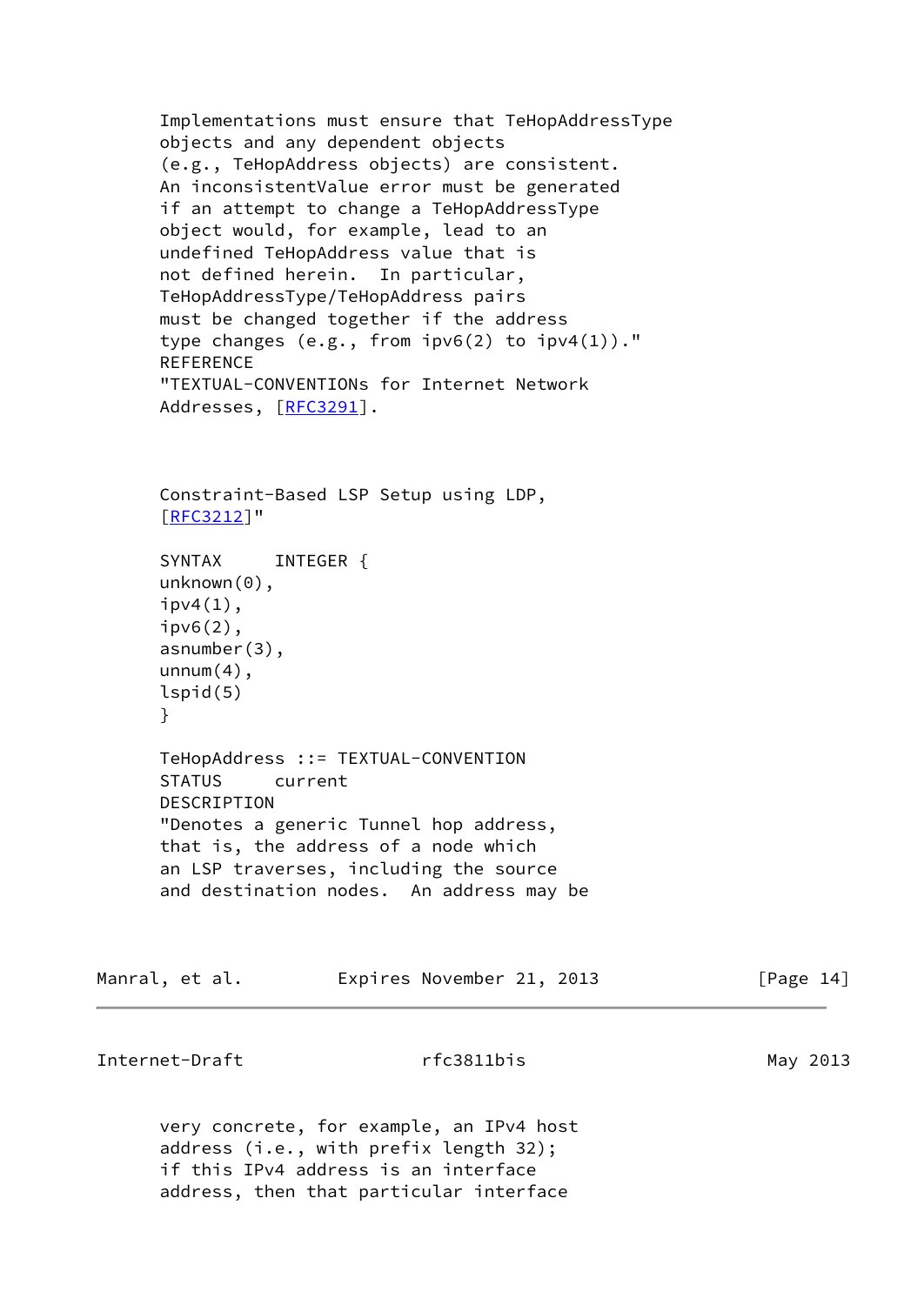```
Implementations must ensure that TeHopAddressType
objects and any dependent objects
(e.g., TeHopAddress objects) are consistent.
An inconsistentValue error must be generated
if an attempt to change a TeHopAddressType
object would, for example, lead to an
undefined TeHopAddress value that is
not defined herein.  In particular,
TeHopAddressType/TeHopAddress pairs
must be changed together if the address
type changes (e.g., from ipv6(2) to ipv4(1))."
REFERENCE
"TEXTUAL-CONVENTIONs for Internet Network
Addresses, [RFC3291].



Constraint-Based LSP Setup using LDP,
[RFC3212]"

SYNTAX     INTEGER {
unknown(0),
ipv4(1),
ipv6(2),
asnumber(3),
unnum(4),
lspid(5)
}

TeHopAddress ::= TEXTUAL-CONVENTION
STATUS     current
DESCRIPTION
"Denotes a generic Tunnel hop address,
that is, the address of a node which
an LSP traverses, including the source
and destination nodes.  An address may be
```

```
very concrete, for example, an IPv4 host
address (i.e., with prefix length 32);
if this IPv4 address is an interface
address, then that particular interface
```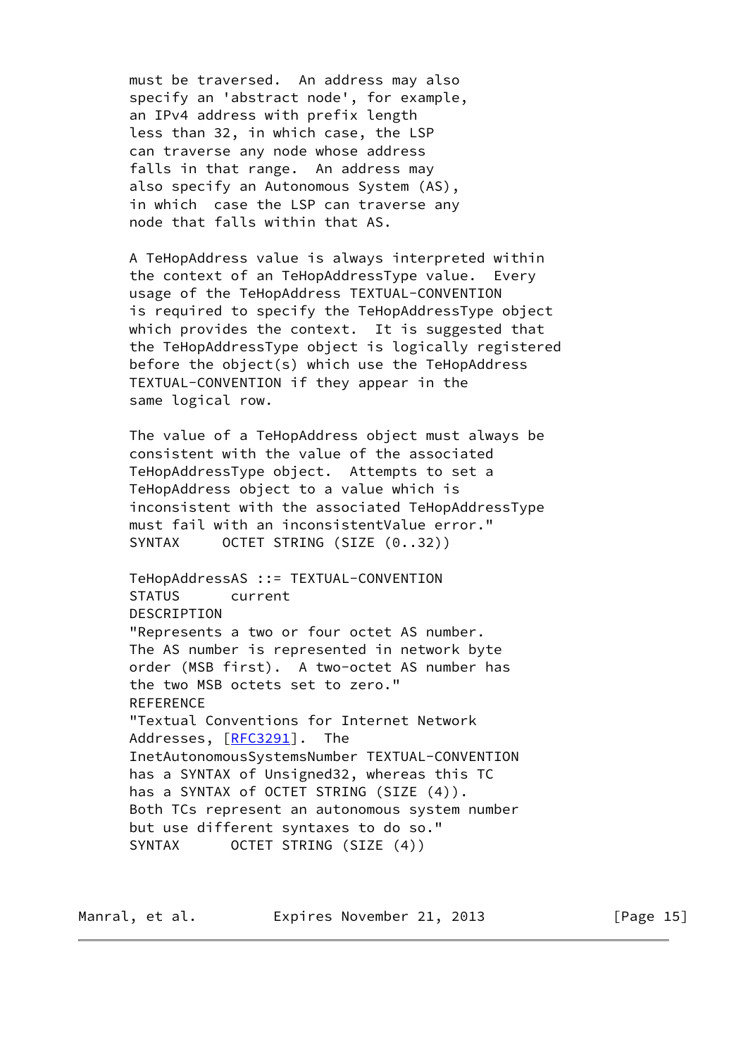```
      must be traversed.  An address may also
      specify an 'abstract node', for example,
      an IPv4 address with prefix length
      less than 32, in which case, the LSP
      can traverse any node whose address
      falls in that range.  An address may
      also specify an Autonomous System (AS),
      in which  case the LSP can traverse any
      node that falls within that AS.

      A TeHopAddress value is always interpreted within
      the context of an TeHopAddressType value.  Every
      usage of the TeHopAddress TEXTUAL-CONVENTION
      is required to specify the TeHopAddressType object
      which provides the context.  It is suggested that
      the TeHopAddressType object is logically registered
      before the object(s) which use the TeHopAddress
      TEXTUAL-CONVENTION if they appear in the
      same logical row.

      The value of a TeHopAddress object must always be
      consistent with the value of the associated
      TeHopAddressType object.  Attempts to set a
      TeHopAddress object to a value which is
      inconsistent with the associated TeHopAddressType
      must fail with an inconsistentValue error."
      SYNTAX     OCTET STRING (SIZE (0..32))

      TeHopAddressAS ::= TEXTUAL-CONVENTION
      STATUS      current
      DESCRIPTION
      "Represents a two or four octet AS number.
      The AS number is represented in network byte
      order (MSB first).  A two-octet AS number has
      the two MSB octets set to zero."
      REFERENCE
      "Textual Conventions for Internet Network
      Addresses, [RFC3291].  The
      InetAutonomousSystemsNumber TEXTUAL-CONVENTION
      has a SYNTAX of Unsigned32, whereas this TC
      has a SYNTAX of OCTET STRING (SIZE (4)).
      Both TCs represent an autonomous system number
      but use different syntaxes to do so."
      SYNTAX      OCTET STRING (SIZE (4))
```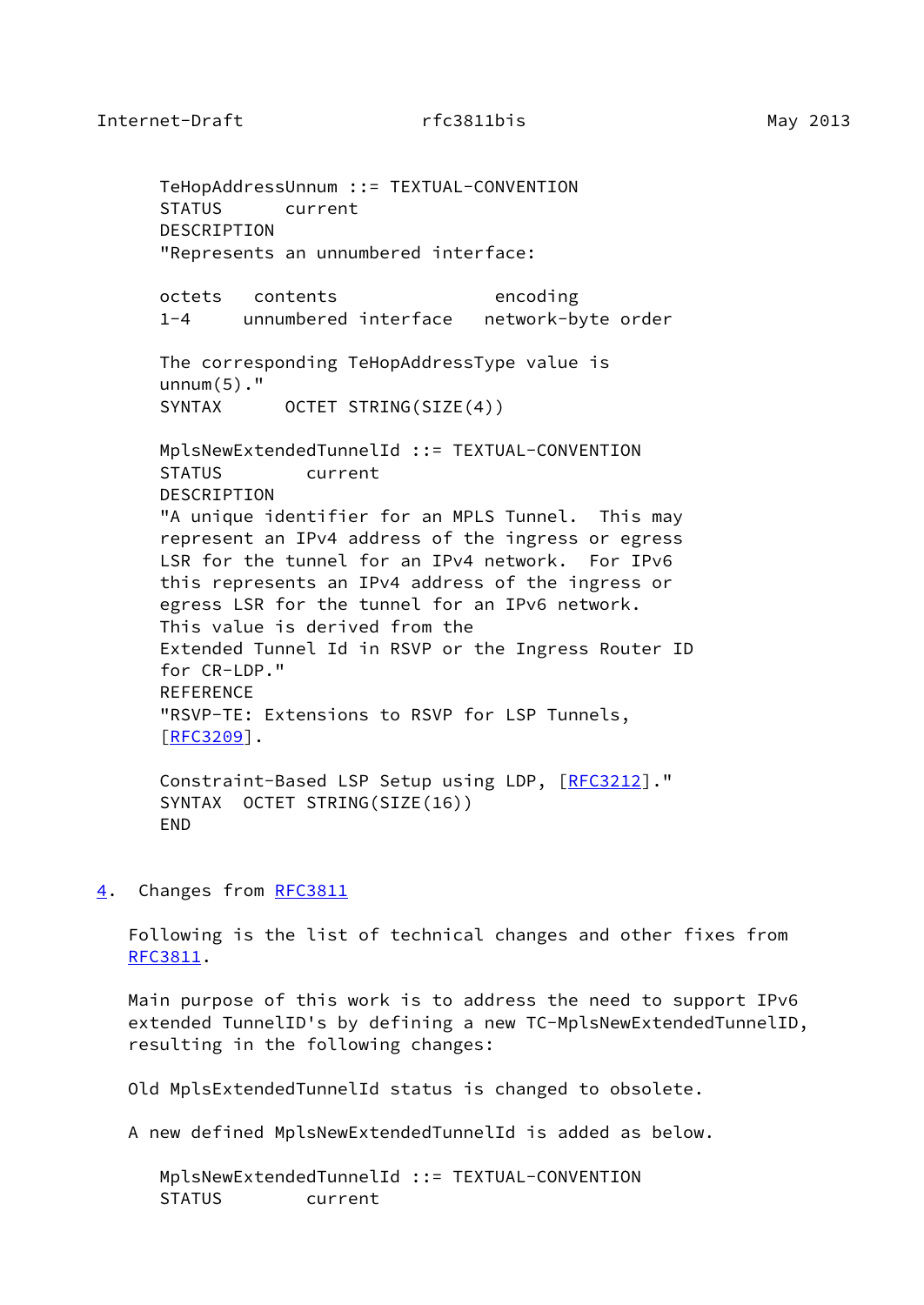```
   TeHopAddressUnnum ::= TEXTUAL-CONVENTION
   STATUS      current
   DESCRIPTION
   "Represents an unnumbered interface:

   octets   contents               encoding
   1-4     unnumbered interface   network-byte order

   The corresponding TeHopAddressType value is
   unnum(5)."
   SYNTAX      OCTET STRING(SIZE(4))

   MplsNewExtendedTunnelId ::= TEXTUAL-CONVENTION
   STATUS        current
   DESCRIPTION
   "A unique identifier for an MPLS Tunnel.  This may
   represent an IPv4 address of the ingress or egress
   LSR for the tunnel for an IPv4 network.  For IPv6
   this represents an IPv4 address of the ingress or
   egress LSR for the tunnel for an IPv6 network.
   This value is derived from the
   Extended Tunnel Id in RSVP or the Ingress Router ID
   for CR-LDP."
   REFERENCE
   "RSVP-TE: Extensions to RSVP for LSP Tunnels,
   [RFC3209].

   Constraint-Based LSP Setup using LDP, [RFC3212]."
   SYNTAX  OCTET STRING(SIZE(16))
   END
```

## 4. Changes from RFC3811

Following is the list of technical changes and other fixes from RFC3811.

Main purpose of this work is to address the need to support IPv6 extended TunnelID's by defining a new TC-MplsNewExtendedTunnelID, resulting in the following changes:

Old MplsExtendedTunnelId status is changed to obsolete.

A new defined MplsNewExtendedTunnelId is added as below.

```
   MplsNewExtendedTunnelId ::= TEXTUAL-CONVENTION
   STATUS        current
```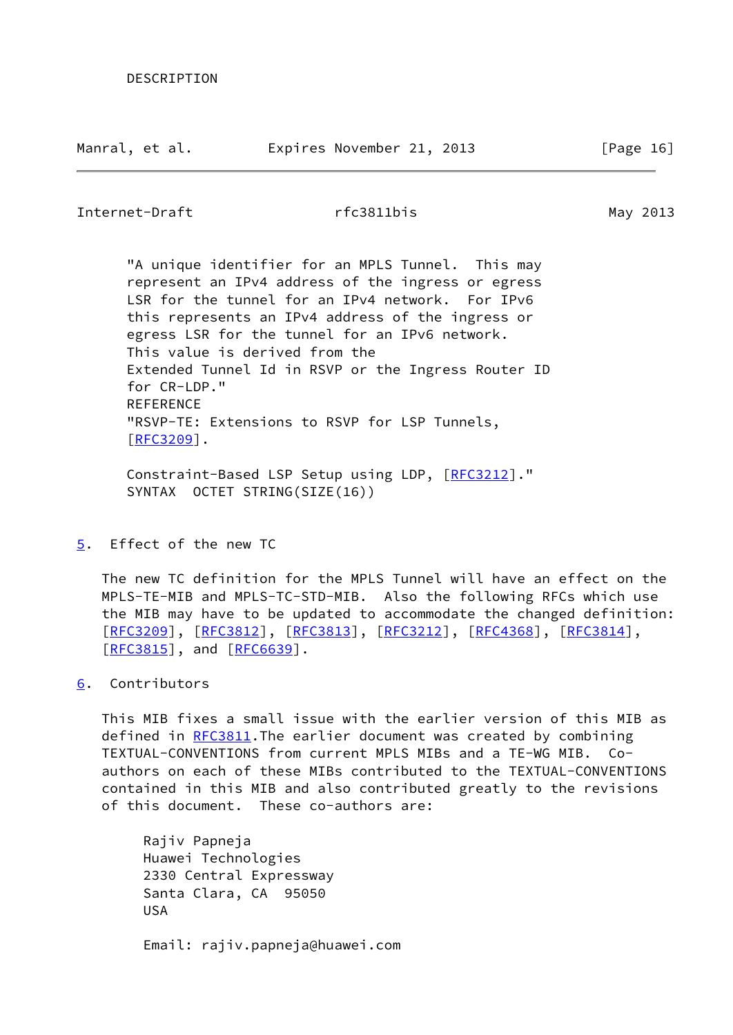```
    DESCRIPTION
```

```
    "A unique identifier for an MPLS Tunnel.  This may
    represent an IPv4 address of the ingress or egress
    LSR for the tunnel for an IPv4 network.  For IPv6
    this represents an IPv4 address of the ingress or
    egress LSR for the tunnel for an IPv6 network.
    This value is derived from the
    Extended Tunnel Id in RSVP or the Ingress Router ID
    for CR-LDP."
    REFERENCE
    "RSVP-TE: Extensions to RSVP for LSP Tunnels,
    [RFC3209].

    Constraint-Based LSP Setup using LDP, [RFC3212]."
    SYNTAX  OCTET STRING(SIZE(16))
```

## 5. Effect of the new TC

The new TC definition for the MPLS Tunnel will have an effect on the MPLS-TE-MIB and MPLS-TC-STD-MIB. Also the following RFCs which use the MIB may have to be updated to accommodate the changed definition: [RFC3209], [RFC3812], [RFC3813], [RFC3212], [RFC4368], [RFC3814], [RFC3815], and [RFC6639].

## 6. Contributors

This MIB fixes a small issue with the earlier version of this MIB as defined in RFC3811.The earlier document was created by combining TEXTUAL-CONVENTIONS from current MPLS MIBs and a TE-WG MIB. Co-authors on each of these MIBs contributed to the TEXTUAL-CONVENTIONS contained in this MIB and also contributed greatly to the revisions of this document. These co-authors are:

```
      Rajiv Papneja
      Huawei Technologies
      2330 Central Expressway
      Santa Clara, CA  95050
      USA

      Email: rajiv.papneja@huawei.com
```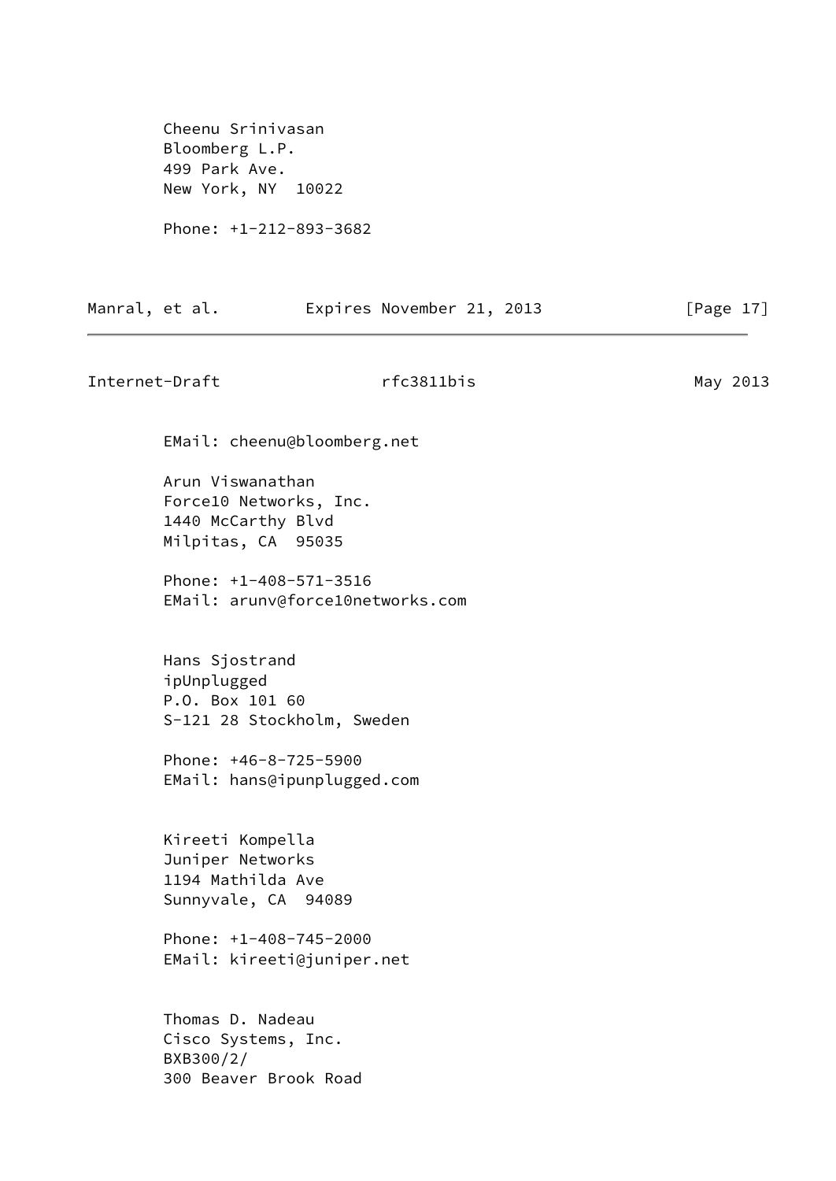Cheenu Srinivasan
Bloomberg L.P.
499 Park Ave.
New York, NY  10022

Phone: +1-212-893-3682

EMail: cheenu@bloomberg.net

Arun Viswanathan
Force10 Networks, Inc.
1440 McCarthy Blvd
Milpitas, CA  95035

Phone: +1-408-571-3516
EMail: arunv@force10networks.com

Hans Sjostrand
ipUnplugged
P.O. Box 101 60
S-121 28 Stockholm, Sweden

Phone: +46-8-725-5900
EMail: hans@ipunplugged.com

Kireeti Kompella
Juniper Networks
1194 Mathilda Ave
Sunnyvale, CA  94089

Phone: +1-408-745-2000
EMail: kireeti@juniper.net

Thomas D. Nadeau
Cisco Systems, Inc.
BXB300/2/
300 Beaver Brook Road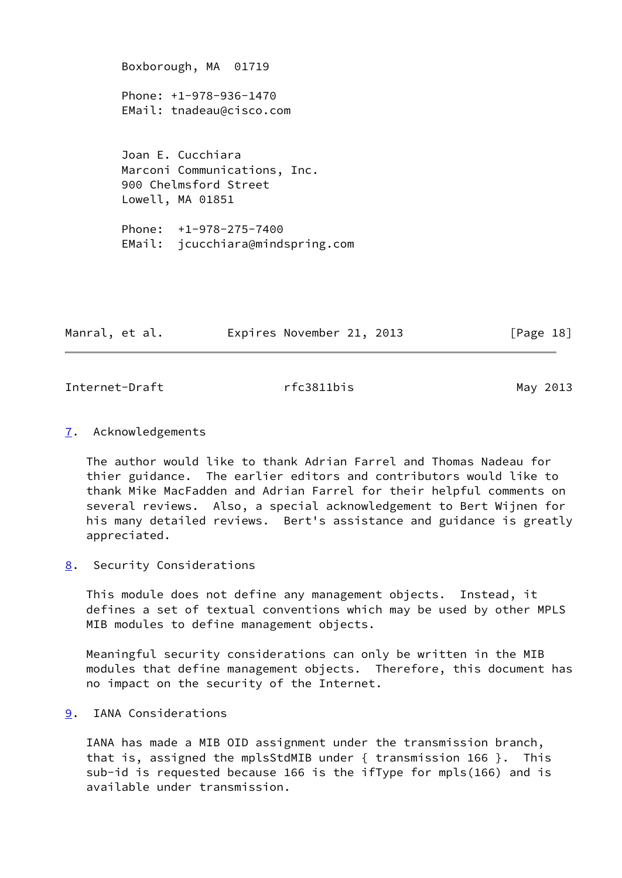Boxborough, MA  01719

Phone: +1-978-936-1470
EMail: tnadeau@cisco.com

Joan E. Cucchiara
Marconi Communications, Inc.
900 Chelmsford Street
Lowell, MA 01851

Phone:  +1-978-275-7400
EMail:  jcucchiara@mindspring.com

## 7. Acknowledgements

The author would like to thank Adrian Farrel and Thomas Nadeau for thier guidance.  The earlier editors and contributors would like to thank Mike MacFadden and Adrian Farrel for their helpful comments on several reviews.  Also, a special acknowledgement to Bert Wijnen for his many detailed reviews.  Bert's assistance and guidance is greatly appreciated.

## 8. Security Considerations

This module does not define any management objects.  Instead, it defines a set of textual conventions which may be used by other MPLS MIB modules to define management objects.

Meaningful security considerations can only be written in the MIB modules that define management objects.  Therefore, this document has no impact on the security of the Internet.

## 9. IANA Considerations

IANA has made a MIB OID assignment under the transmission branch, that is, assigned the mplsStdMIB under { transmission 166 }.  This sub-id is requested because 166 is the ifType for mpls(166) and is available under transmission.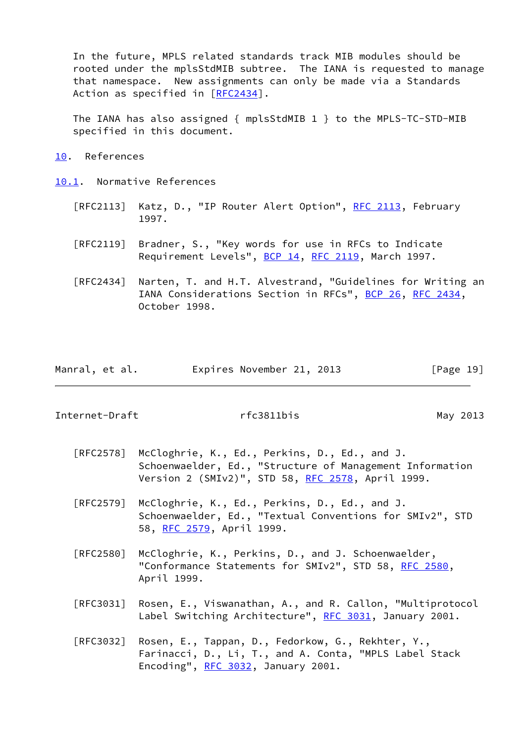In the future, MPLS related standards track MIB modules should be rooted under the mplsStdMIB subtree. The IANA is requested to manage that namespace. New assignments can only be made via a Standards Action as specified in [RFC2434].

The IANA has also assigned { mplsStdMIB 1 } to the MPLS-TC-STD-MIB specified in this document.

## 10. References

### 10.1. Normative References

[RFC2113] Katz, D., "IP Router Alert Option", RFC 2113, February 1997.

[RFC2119] Bradner, S., "Key words for use in RFCs to Indicate Requirement Levels", BCP 14, RFC 2119, March 1997.

[RFC2434] Narten, T. and H.T. Alvestrand, "Guidelines for Writing an IANA Considerations Section in RFCs", BCP 26, RFC 2434, October 1998.

[RFC2578] McCloghrie, K., Ed., Perkins, D., Ed., and J. Schoenwaelder, Ed., "Structure of Management Information Version 2 (SMIv2)", STD 58, RFC 2578, April 1999.

[RFC2579] McCloghrie, K., Ed., Perkins, D., Ed., and J. Schoenwaelder, Ed., "Textual Conventions for SMIv2", STD 58, RFC 2579, April 1999.

[RFC2580] McCloghrie, K., Perkins, D., and J. Schoenwaelder, "Conformance Statements for SMIv2", STD 58, RFC 2580, April 1999.

[RFC3031] Rosen, E., Viswanathan, A., and R. Callon, "Multiprotocol Label Switching Architecture", RFC 3031, January 2001.

[RFC3032] Rosen, E., Tappan, D., Fedorkow, G., Rekhter, Y., Farinacci, D., Li, T., and A. Conta, "MPLS Label Stack Encoding", RFC 3032, January 2001.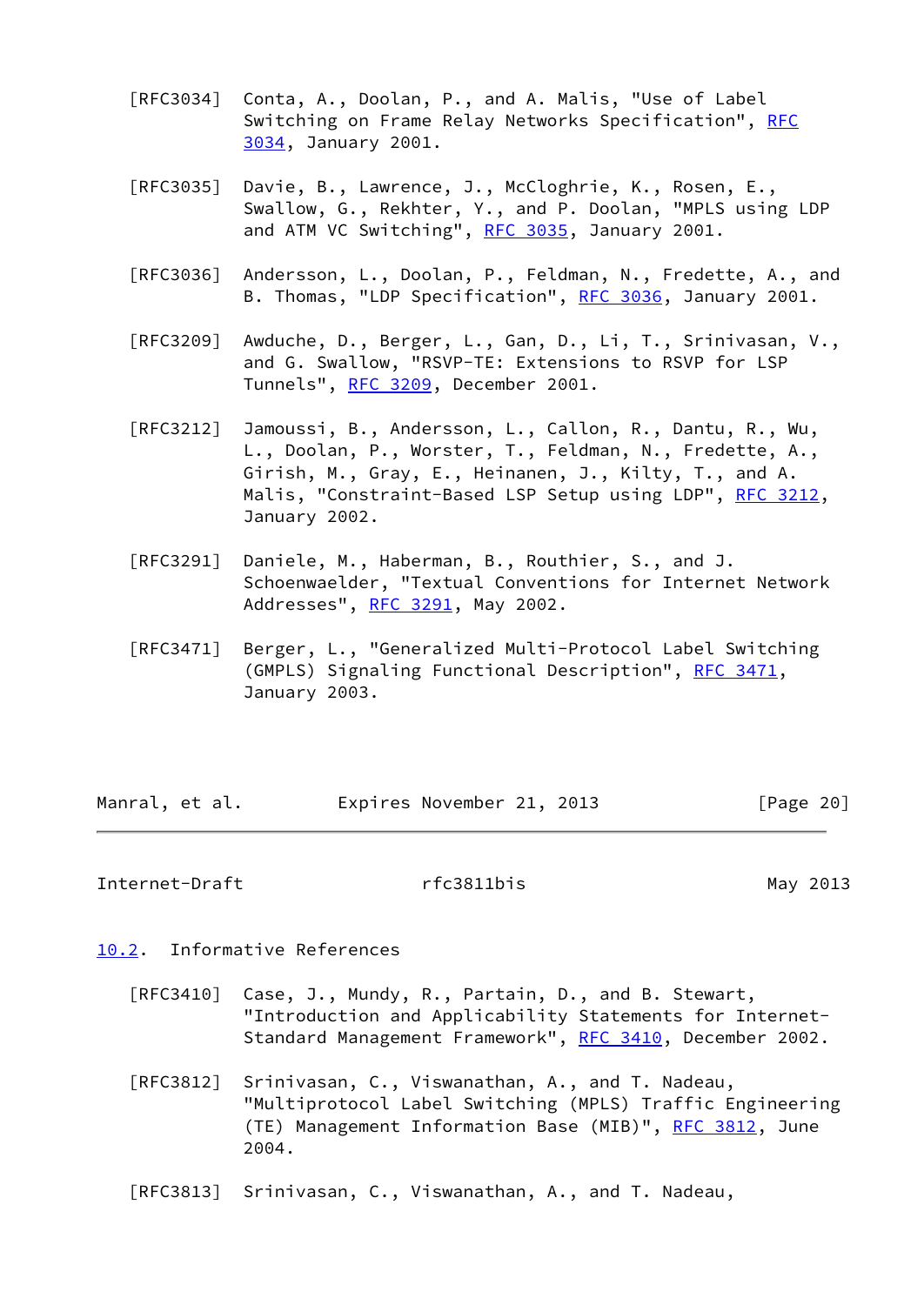[RFC3034] Conta, A., Doolan, P., and A. Malis, "Use of Label Switching on Frame Relay Networks Specification", RFC 3034, January 2001.

[RFC3035] Davie, B., Lawrence, J., McCloghrie, K., Rosen, E., Swallow, G., Rekhter, Y., and P. Doolan, "MPLS using LDP and ATM VC Switching", RFC 3035, January 2001.

[RFC3036] Andersson, L., Doolan, P., Feldman, N., Fredette, A., and B. Thomas, "LDP Specification", RFC 3036, January 2001.

[RFC3209] Awduche, D., Berger, L., Gan, D., Li, T., Srinivasan, V., and G. Swallow, "RSVP-TE: Extensions to RSVP for LSP Tunnels", RFC 3209, December 2001.

[RFC3212] Jamoussi, B., Andersson, L., Callon, R., Dantu, R., Wu, L., Doolan, P., Worster, T., Feldman, N., Fredette, A., Girish, M., Gray, E., Heinanen, J., Kilty, T., and A. Malis, "Constraint-Based LSP Setup using LDP", RFC 3212, January 2002.

[RFC3291] Daniele, M., Haberman, B., Routhier, S., and J. Schoenwaelder, "Textual Conventions for Internet Network Addresses", RFC 3291, May 2002.

[RFC3471] Berger, L., "Generalized Multi-Protocol Label Switching (GMPLS) Signaling Functional Description", RFC 3471, January 2003.

## 10.2. Informative References

[RFC3410] Case, J., Mundy, R., Partain, D., and B. Stewart, "Introduction and Applicability Statements for Internet-Standard Management Framework", RFC 3410, December 2002.

[RFC3812] Srinivasan, C., Viswanathan, A., and T. Nadeau, "Multiprotocol Label Switching (MPLS) Traffic Engineering (TE) Management Information Base (MIB)", RFC 3812, June 2004.

[RFC3813] Srinivasan, C., Viswanathan, A., and T. Nadeau,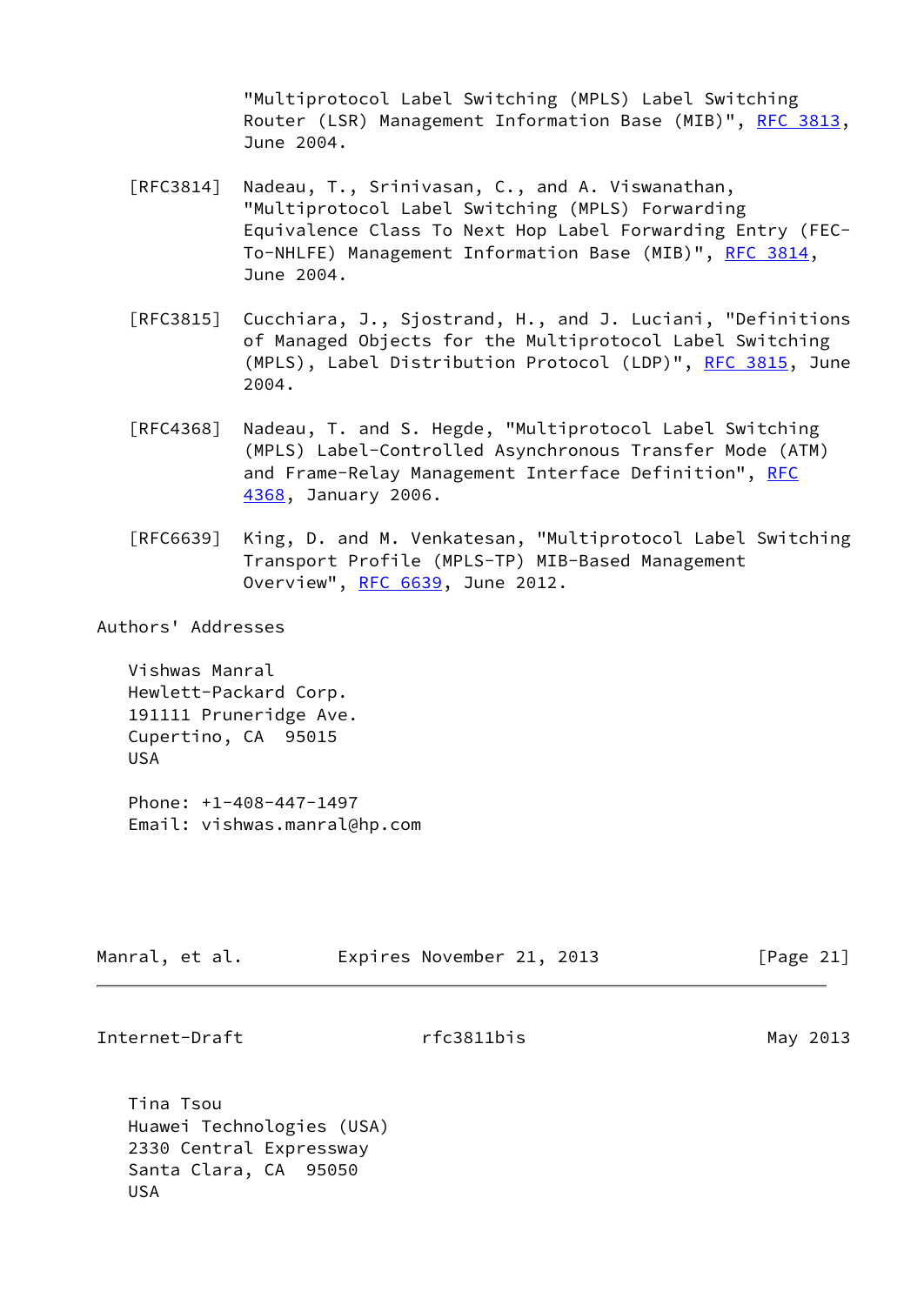"Multiprotocol Label Switching (MPLS) Label Switching Router (LSR) Management Information Base (MIB)", RFC 3813, June 2004.

[RFC3814] Nadeau, T., Srinivasan, C., and A. Viswanathan, "Multiprotocol Label Switching (MPLS) Forwarding Equivalence Class To Next Hop Label Forwarding Entry (FEC-To-NHLFE) Management Information Base (MIB)", RFC 3814, June 2004.

[RFC3815] Cucchiara, J., Sjostrand, H., and J. Luciani, "Definitions of Managed Objects for the Multiprotocol Label Switching (MPLS), Label Distribution Protocol (LDP)", RFC 3815, June 2004.

[RFC4368] Nadeau, T. and S. Hegde, "Multiprotocol Label Switching (MPLS) Label-Controlled Asynchronous Transfer Mode (ATM) and Frame-Relay Management Interface Definition", RFC 4368, January 2006.

[RFC6639] King, D. and M. Venkatesan, "Multiprotocol Label Switching Transport Profile (MPLS-TP) MIB-Based Management Overview", RFC 6639, June 2012.

## Authors' Addresses

Vishwas Manral
Hewlett-Packard Corp.
191111 Pruneridge Ave.
Cupertino, CA 95015
USA

Phone: +1-408-447-1497
Email: vishwas.manral@hp.com

Tina Tsou
Huawei Technologies (USA)
2330 Central Expressway
Santa Clara, CA 95050
USA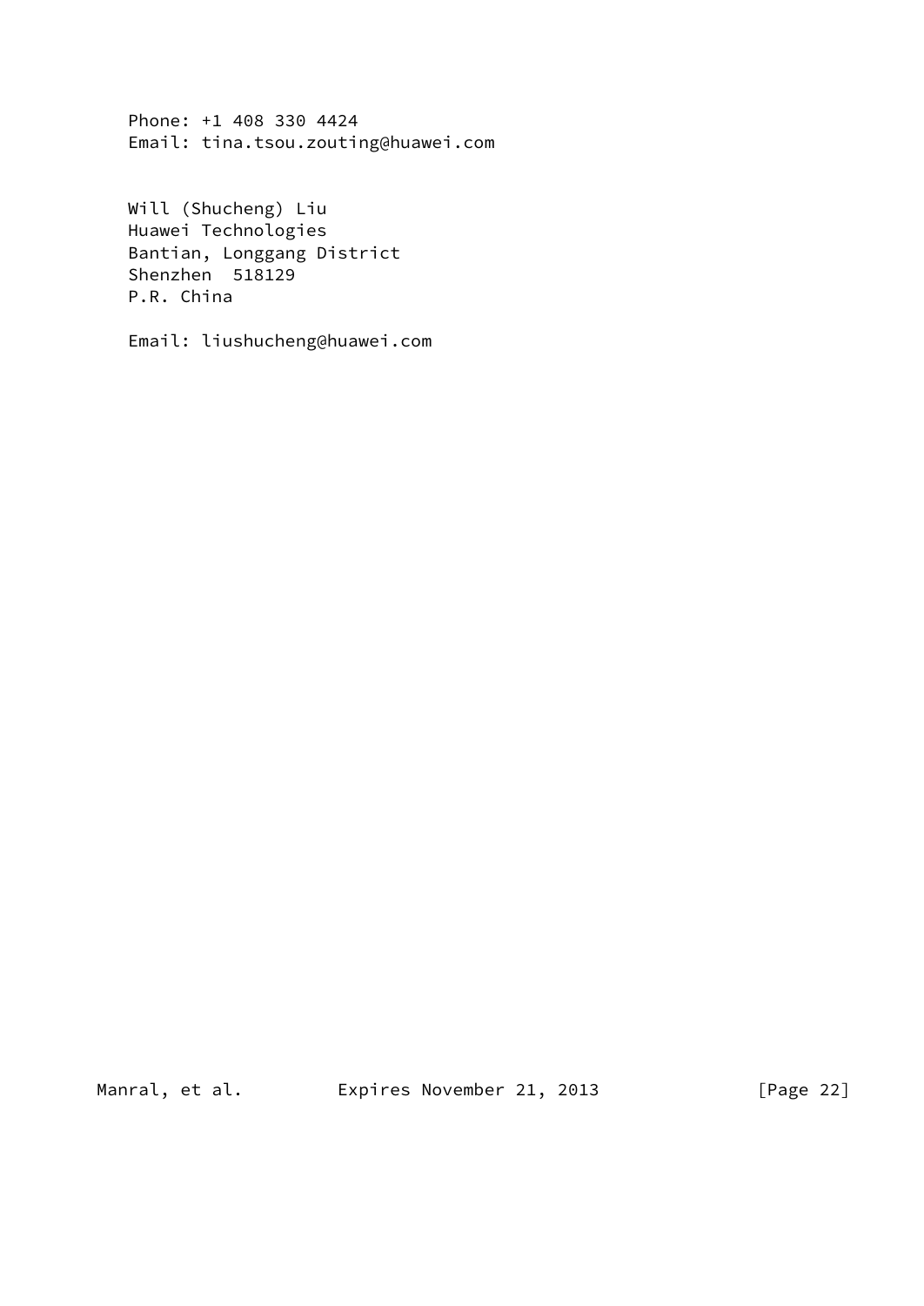Phone: +1 408 330 4424
Email: tina.tsou.zouting@huawei.com

Will (Shucheng) Liu
Huawei Technologies
Bantian, Longgang District
Shenzhen  518129
P.R. China

Email: liushucheng@huawei.com